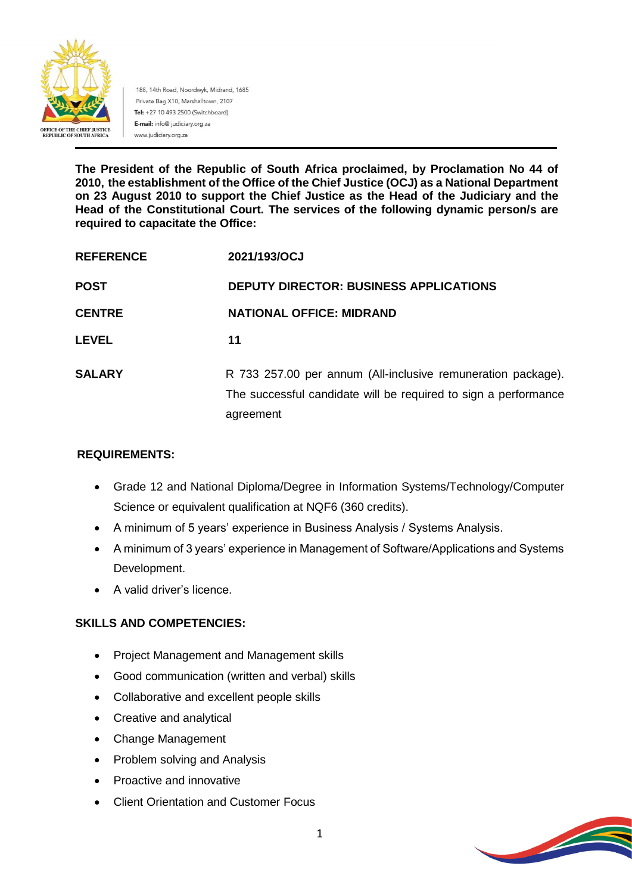OFFICE OF THE CHIEF JUSTICE
REPUBLIC OF SOUTH AFRICA

188, 14th Road, Noordwyk, Midrand, 1685
Private Bag X10, Marshalltown, 2107
**Tel:** +27 10 493 2500 (Switchboard)
**E-mail:** info@ judiciary.org.za
www.judiciary.org.za

**The President of the Republic of South Africa proclaimed, by Proclamation No 44 of 2010, the establishment of the Office of the Chief Justice (OCJ) as a National Department on 23 August 2010 to support the Chief Justice as the Head of the Judiciary and the Head of the Constitutional Court. The services of the following dynamic person/s are required to capacitate the Office:**

| | |
|---|---|
| **REFERENCE** | **2021/193/OCJ** |
| **POST** | **DEPUTY DIRECTOR: BUSINESS APPLICATIONS** |
| **CENTRE** | **NATIONAL OFFICE: MIDRAND** |
| **LEVEL** | **11** |
| **SALARY** | R 733 257.00 per annum (All-inclusive remuneration package). The successful candidate will be required to sign a performance agreement |

## REQUIREMENTS:

- Grade 12 and National Diploma/Degree in Information Systems/Technology/Computer Science or equivalent qualification at NQF6 (360 credits).
- A minimum of 5 years' experience in Business Analysis / Systems Analysis.
- A minimum of 3 years' experience in Management of Software/Applications and Systems Development.
- A valid driver's licence.

## SKILLS AND COMPETENCIES:

- Project Management and Management skills
- Good communication (written and verbal) skills
- Collaborative and excellent people skills
- Creative and analytical
- Change Management
- Problem solving and Analysis
- Proactive and innovative
- Client Orientation and Customer Focus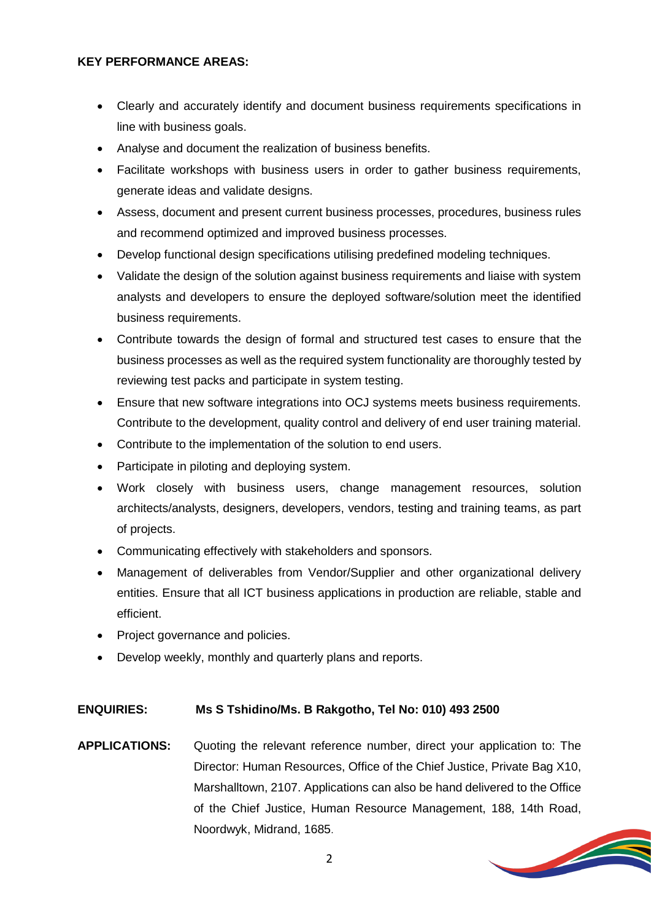**KEY PERFORMANCE AREAS:**

- Clearly and accurately identify and document business requirements specifications in line with business goals.
- Analyse and document the realization of business benefits.
- Facilitate workshops with business users in order to gather business requirements, generate ideas and validate designs.
- Assess, document and present current business processes, procedures, business rules and recommend optimized and improved business processes.
- Develop functional design specifications utilising predefined modeling techniques.
- Validate the design of the solution against business requirements and liaise with system analysts and developers to ensure the deployed software/solution meet the identified business requirements.
- Contribute towards the design of formal and structured test cases to ensure that the business processes as well as the required system functionality are thoroughly tested by reviewing test packs and participate in system testing.
- Ensure that new software integrations into OCJ systems meets business requirements. Contribute to the development, quality control and delivery of end user training material.
- Contribute to the implementation of the solution to end users.
- Participate in piloting and deploying system.
- Work closely with business users, change management resources, solution architects/analysts, designers, developers, vendors, testing and training teams, as part of projects.
- Communicating effectively with stakeholders and sponsors.
- Management of deliverables from Vendor/Supplier and other organizational delivery entities. Ensure that all ICT business applications in production are reliable, stable and efficient.
- Project governance and policies.
- Develop weekly, monthly and quarterly plans and reports.

**ENQUIRIES:** **Ms S Tshidino/Ms. B Rakgotho, Tel No: 010) 493 2500**

**APPLICATIONS:** Quoting the relevant reference number, direct your application to: The Director: Human Resources, Office of the Chief Justice, Private Bag X10, Marshalltown, 2107. Applications can also be hand delivered to the Office of the Chief Justice, Human Resource Management, 188, 14th Road, Noordwyk, Midrand, 1685.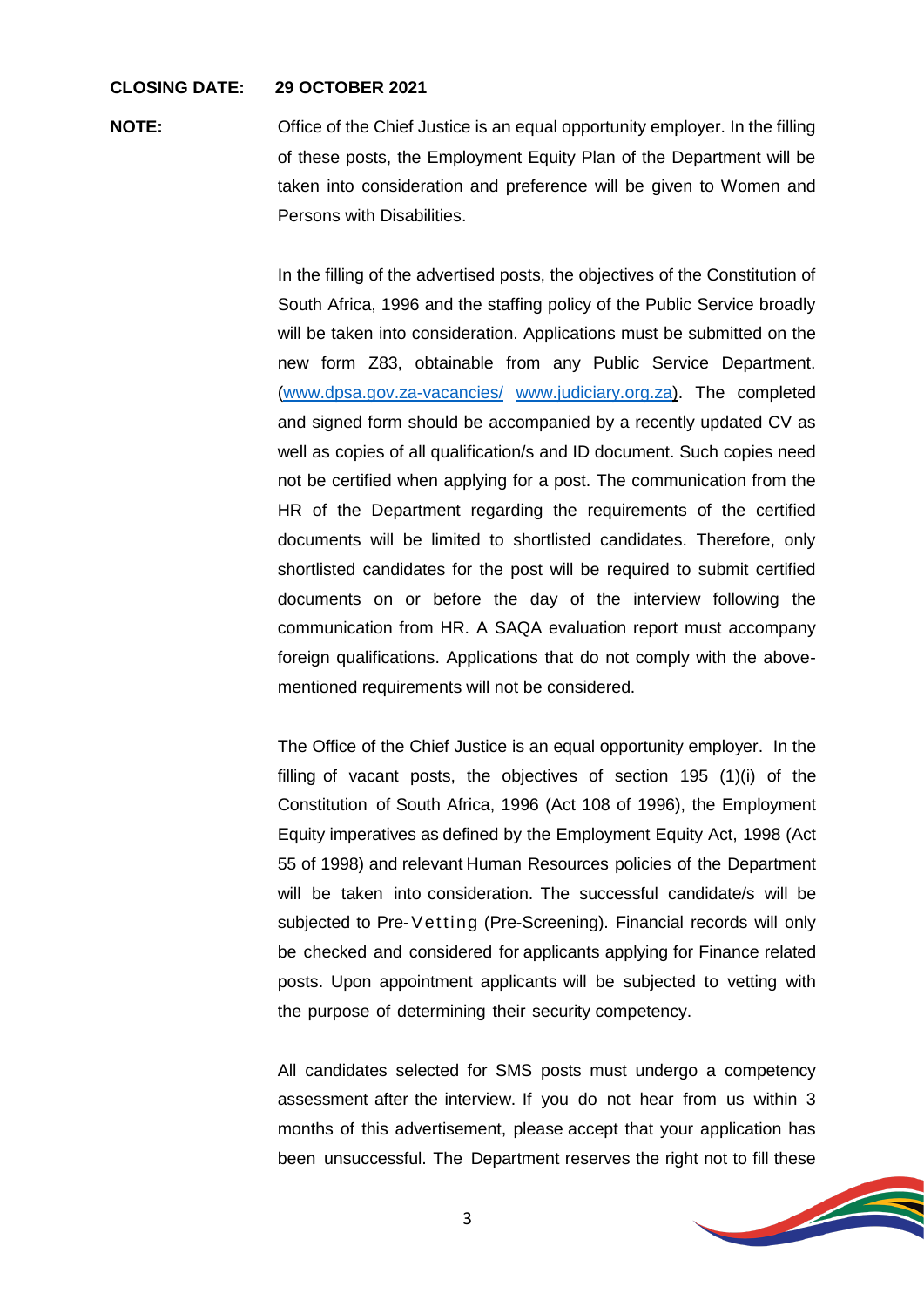**CLOSING DATE:** **29 OCTOBER 2021**

**NOTE:** Office of the Chief Justice is an equal opportunity employer. In the filling of these posts, the Employment Equity Plan of the Department will be taken into consideration and preference will be given to Women and Persons with Disabilities.

In the filling of the advertised posts, the objectives of the Constitution of South Africa, 1996 and the staffing policy of the Public Service broadly will be taken into consideration. Applications must be submitted on the new form Z83, obtainable from any Public Service Department. (www.dpsa.gov.za-vacancies/ www.judiciary.org.za). The completed and signed form should be accompanied by a recently updated CV as well as copies of all qualification/s and ID document. Such copies need not be certified when applying for a post. The communication from the HR of the Department regarding the requirements of the certified documents will be limited to shortlisted candidates. Therefore, only shortlisted candidates for the post will be required to submit certified documents on or before the day of the interview following the communication from HR. A SAQA evaluation report must accompany foreign qualifications. Applications that do not comply with the above-mentioned requirements will not be considered.

The Office of the Chief Justice is an equal opportunity employer. In the filling of vacant posts, the objectives of section 195 (1)(i) of the Constitution of South Africa, 1996 (Act 108 of 1996), the Employment Equity imperatives as defined by the Employment Equity Act, 1998 (Act 55 of 1998) and relevant Human Resources policies of the Department will be taken into consideration. The successful candidate/s will be subjected to Pre-Vetting (Pre-Screening). Financial records will only be checked and considered for applicants applying for Finance related posts. Upon appointment applicants will be subjected to vetting with the purpose of determining their security competency.

All candidates selected for SMS posts must undergo a competency assessment after the interview. If you do not hear from us within 3 months of this advertisement, please accept that your application has been unsuccessful. The Department reserves the right not to fill these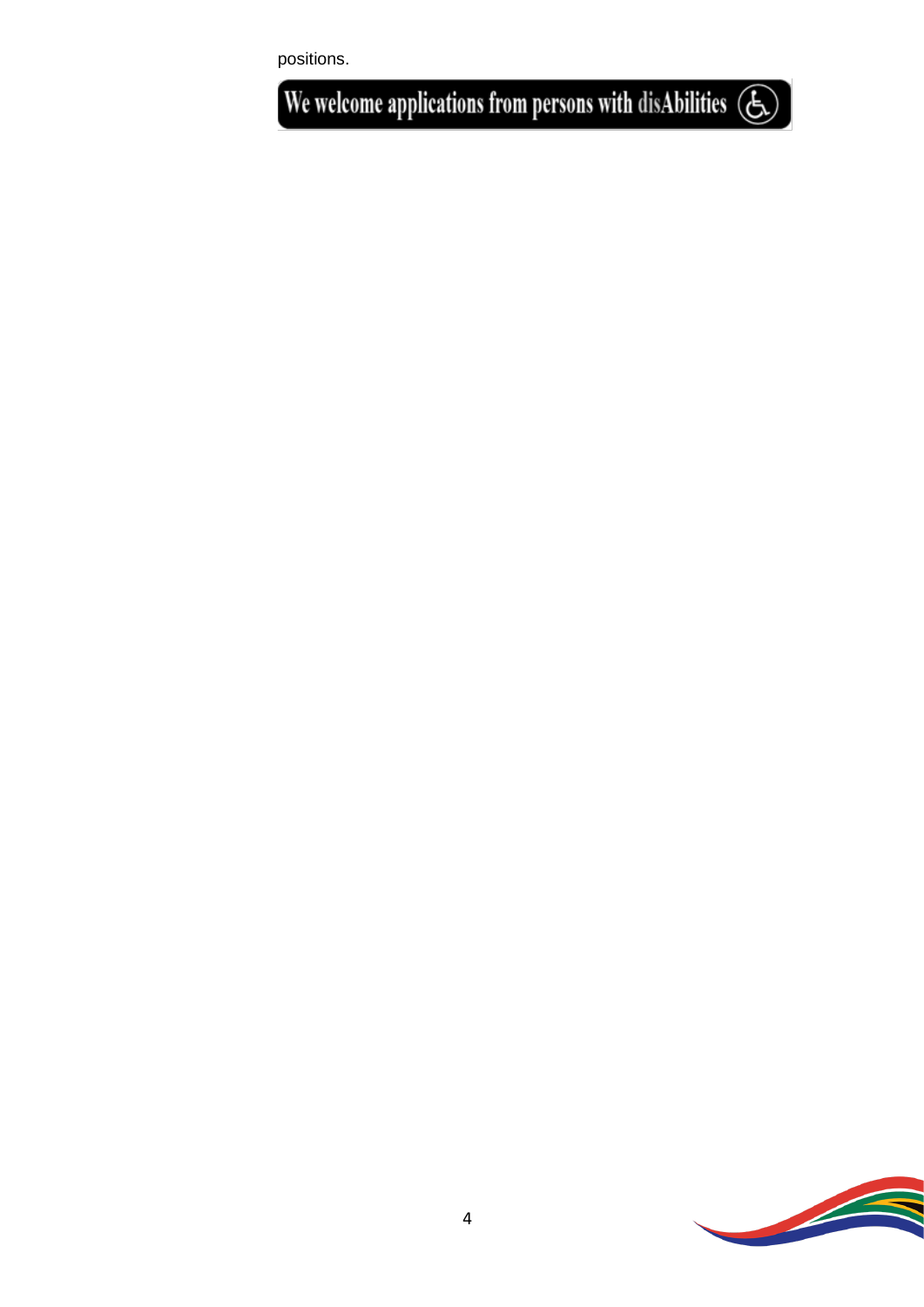positions.

We welcome applications from persons with disAbilities